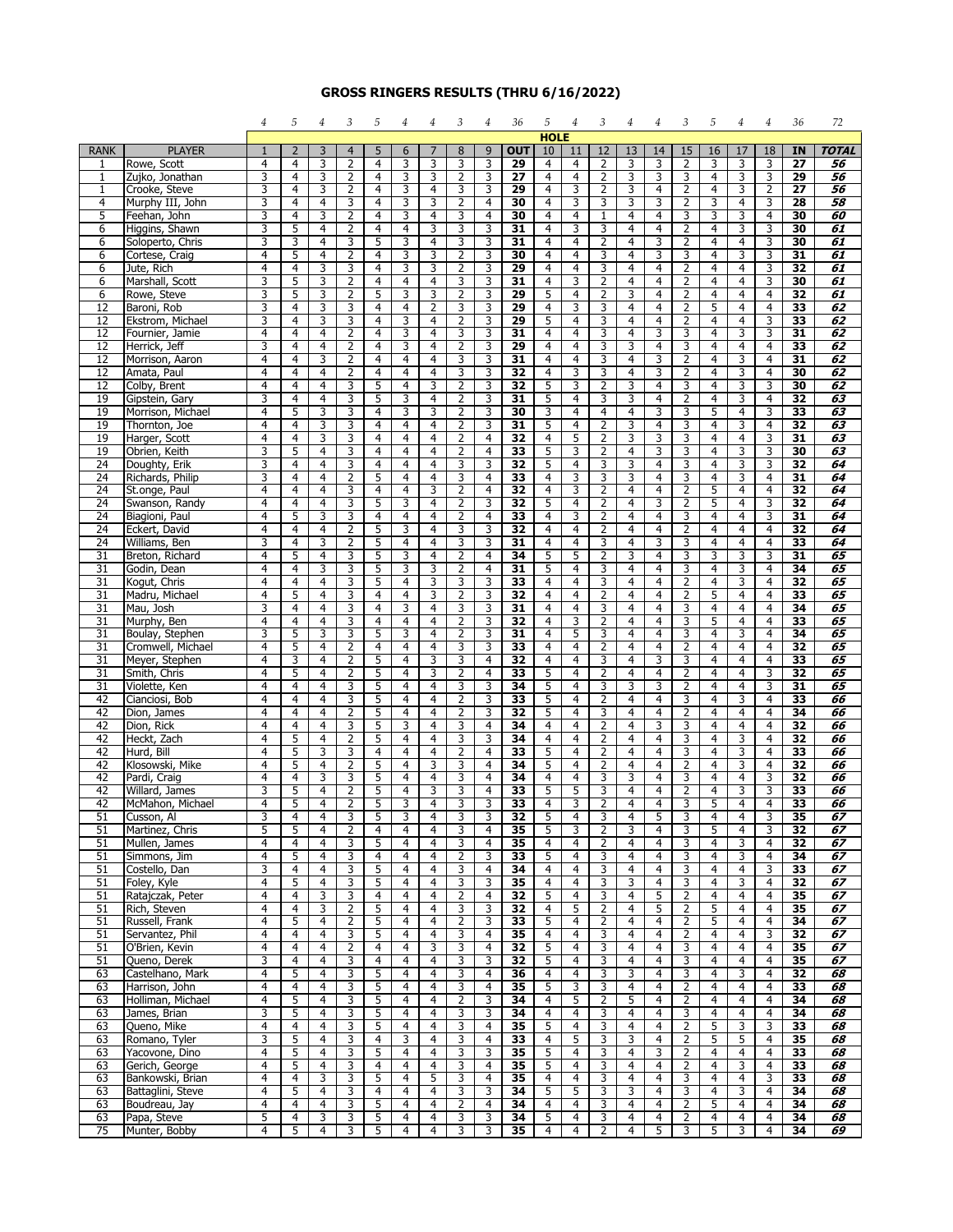# GROSS RINGERS RESULTS (THRU 6/16/2022)

| | | HOLE | | | | | | | | | | | | | | | | | | | | |
|---|---|---|---|---|---|---|---|---|---|---|---|---|---|---|---|---|---|---|---|---|---|---|
| | | 4 | 5 | 4 | 3 | 5 | 4 | 4 | 3 | 4 | 36 | 5 | 4 | 3 | 4 | 4 | 3 | 5 | 4 | 4 | 36 | 72 |
| RANK | PLAYER | 1 | 2 | 3 | 4 | 5 | 6 | 7 | 8 | 9 | OUT | 10 | 11 | 12 | 13 | 14 | 15 | 16 | 17 | 18 | IN | TOTAL |
| 1 | Rowe, Scott | 4 | 4 | 3 | 2 | 4 | 3 | 3 | 3 | 3 | 29 | 4 | 4 | 2 | 3 | 3 | 2 | 3 | 3 | 3 | 27 | 56 |
| 1 | Zujko, Jonathan | 3 | 4 | 3 | 2 | 4 | 3 | 3 | 2 | 3 | 27 | 4 | 4 | 2 | 3 | 3 | 3 | 4 | 3 | 3 | 29 | 56 |
| 1 | Crooke, Steve | 3 | 4 | 3 | 2 | 4 | 3 | 4 | 3 | 3 | 29 | 4 | 3 | 2 | 3 | 4 | 2 | 4 | 3 | 2 | 27 | 56 |
| 4 | Murphy III, John | 3 | 4 | 4 | 3 | 4 | 3 | 3 | 2 | 4 | 30 | 4 | 3 | 3 | 3 | 3 | 2 | 3 | 4 | 3 | 28 | 58 |
| 5 | Feehan, John | 3 | 4 | 3 | 2 | 4 | 3 | 4 | 3 | 4 | 30 | 4 | 4 | 1 | 4 | 4 | 3 | 3 | 3 | 4 | 30 | 60 |
| 6 | Higgins, Shawn | 3 | 5 | 4 | 2 | 4 | 4 | 3 | 3 | 3 | 31 | 4 | 3 | 3 | 4 | 4 | 2 | 4 | 3 | 3 | 30 | 61 |
| 6 | Soloperto, Chris | 3 | 3 | 4 | 3 | 5 | 3 | 4 | 3 | 3 | 31 | 4 | 4 | 2 | 4 | 3 | 2 | 4 | 4 | 3 | 30 | 61 |
| 6 | Cortese, Craig | 4 | 5 | 4 | 2 | 4 | 3 | 3 | 2 | 3 | 30 | 4 | 4 | 3 | 4 | 3 | 3 | 4 | 3 | 3 | 31 | 61 |
| 6 | Jute, Rich | 4 | 4 | 3 | 3 | 4 | 3 | 3 | 2 | 3 | 29 | 4 | 4 | 3 | 4 | 4 | 2 | 4 | 4 | 3 | 32 | 61 |
| 6 | Marshall, Scott | 3 | 5 | 3 | 2 | 4 | 4 | 4 | 3 | 3 | 31 | 4 | 3 | 2 | 4 | 4 | 2 | 4 | 4 | 3 | 30 | 61 |
| 6 | Rowe, Steve | 3 | 5 | 3 | 2 | 5 | 3 | 3 | 2 | 3 | 29 | 5 | 4 | 2 | 3 | 4 | 2 | 4 | 4 | 4 | 32 | 61 |
| 12 | Baroni, Rob | 3 | 4 | 3 | 3 | 4 | 4 | 2 | 3 | 3 | 29 | 4 | 3 | 3 | 4 | 4 | 2 | 5 | 4 | 4 | 33 | 62 |
| 12 | Ekstrom, Michael | 3 | 4 | 3 | 3 | 4 | 3 | 4 | 2 | 3 | 29 | 5 | 4 | 3 | 4 | 4 | 2 | 4 | 4 | 3 | 33 | 62 |
| 12 | Fournier, Jamie | 4 | 4 | 4 | 2 | 4 | 3 | 4 | 3 | 3 | 31 | 4 | 4 | 3 | 4 | 3 | 3 | 4 | 3 | 3 | 31 | 62 |
| 12 | Herrick, Jeff | 3 | 4 | 4 | 2 | 4 | 3 | 4 | 2 | 3 | 29 | 4 | 4 | 3 | 3 | 4 | 3 | 4 | 4 | 4 | 33 | 62 |
| 12 | Morrison, Aaron | 4 | 4 | 3 | 2 | 4 | 4 | 4 | 3 | 3 | 31 | 4 | 4 | 3 | 4 | 3 | 2 | 4 | 3 | 4 | 31 | 62 |
| 12 | Amata, Paul | 4 | 4 | 4 | 2 | 4 | 4 | 4 | 3 | 3 | 32 | 4 | 3 | 3 | 4 | 3 | 2 | 4 | 3 | 4 | 30 | 62 |
| 12 | Colby, Brent | 4 | 4 | 4 | 3 | 5 | 4 | 3 | 2 | 3 | 32 | 5 | 3 | 2 | 3 | 4 | 3 | 4 | 3 | 3 | 30 | 62 |
| 19 | Gipstein, Gary | 3 | 4 | 4 | 3 | 5 | 3 | 4 | 2 | 3 | 31 | 5 | 4 | 3 | 3 | 4 | 2 | 4 | 3 | 4 | 32 | 63 |
| 19 | Morrison, Michael | 4 | 5 | 3 | 3 | 4 | 3 | 3 | 2 | 3 | 30 | 3 | 4 | 4 | 4 | 3 | 3 | 5 | 4 | 3 | 33 | 63 |
| 19 | Thornton, Joe | 4 | 4 | 3 | 3 | 4 | 4 | 4 | 2 | 3 | 31 | 5 | 4 | 2 | 3 | 4 | 3 | 4 | 3 | 4 | 32 | 63 |
| 19 | Harger, Scott | 4 | 4 | 3 | 3 | 4 | 4 | 4 | 2 | 4 | 32 | 4 | 5 | 2 | 3 | 3 | 3 | 4 | 4 | 3 | 31 | 63 |
| 19 | Obrien, Keith | 3 | 5 | 4 | 3 | 4 | 4 | 4 | 2 | 4 | 33 | 5 | 3 | 2 | 4 | 3 | 3 | 4 | 3 | 3 | 30 | 63 |
| 24 | Doughty, Erik | 3 | 4 | 4 | 3 | 4 | 4 | 4 | 3 | 3 | 32 | 5 | 4 | 3 | 3 | 4 | 3 | 4 | 3 | 3 | 32 | 64 |
| 24 | Richards, Philip | 3 | 4 | 4 | 2 | 5 | 4 | 4 | 3 | 4 | 33 | 4 | 3 | 3 | 3 | 4 | 3 | 4 | 3 | 4 | 31 | 64 |
| 24 | St.onge, Paul | 4 | 4 | 4 | 3 | 4 | 4 | 3 | 2 | 4 | 32 | 4 | 3 | 2 | 4 | 4 | 2 | 5 | 4 | 4 | 32 | 64 |
| 24 | Swanson, Randy | 4 | 4 | 4 | 3 | 5 | 3 | 4 | 2 | 3 | 32 | 5 | 4 | 2 | 4 | 3 | 2 | 5 | 4 | 3 | 32 | 64 |
| 24 | Biagioni, Paul | 4 | 5 | 3 | 3 | 4 | 4 | 4 | 2 | 4 | 33 | 4 | 3 | 2 | 4 | 4 | 3 | 4 | 4 | 3 | 31 | 64 |
| 24 | Eckert, David | 4 | 4 | 4 | 2 | 5 | 3 | 4 | 3 | 3 | 32 | 4 | 4 | 2 | 4 | 4 | 2 | 4 | 4 | 4 | 32 | 64 |
| 24 | Williams, Ben | 3 | 4 | 3 | 2 | 5 | 4 | 4 | 3 | 3 | 31 | 4 | 4 | 3 | 4 | 3 | 3 | 4 | 4 | 4 | 33 | 64 |
| 31 | Breton, Richard | 4 | 5 | 4 | 3 | 5 | 3 | 4 | 2 | 4 | 34 | 5 | 5 | 2 | 3 | 4 | 3 | 3 | 3 | 3 | 31 | 65 |
| 31 | Godin, Dean | 4 | 4 | 3 | 3 | 5 | 3 | 3 | 2 | 4 | 31 | 5 | 4 | 3 | 4 | 4 | 3 | 4 | 3 | 4 | 34 | 65 |
| 31 | Kogut, Chris | 4 | 4 | 4 | 3 | 5 | 4 | 3 | 3 | 3 | 33 | 4 | 4 | 3 | 4 | 4 | 2 | 4 | 3 | 4 | 32 | 65 |
| 31 | Madru, Michael | 4 | 5 | 4 | 3 | 4 | 4 | 3 | 2 | 3 | 32 | 4 | 4 | 2 | 4 | 4 | 2 | 5 | 4 | 4 | 33 | 65 |
| 31 | Mau, Josh | 3 | 4 | 4 | 3 | 4 | 3 | 4 | 3 | 3 | 31 | 4 | 4 | 3 | 4 | 4 | 3 | 4 | 4 | 4 | 34 | 65 |
| 31 | Murphy, Ben | 4 | 4 | 4 | 3 | 4 | 4 | 4 | 2 | 3 | 32 | 4 | 3 | 2 | 4 | 4 | 3 | 5 | 4 | 4 | 33 | 65 |
| 31 | Boulay, Stephen | 3 | 5 | 3 | 3 | 5 | 3 | 4 | 2 | 3 | 31 | 4 | 5 | 3 | 4 | 4 | 3 | 4 | 3 | 4 | 34 | 65 |
| 31 | Cromwell, Michael | 4 | 5 | 4 | 2 | 4 | 4 | 4 | 3 | 3 | 33 | 4 | 4 | 2 | 4 | 4 | 2 | 4 | 4 | 4 | 32 | 65 |
| 31 | Meyer, Stephen | 4 | 3 | 4 | 2 | 5 | 4 | 3 | 3 | 4 | 32 | 4 | 4 | 3 | 4 | 3 | 3 | 4 | 4 | 4 | 33 | 65 |
| 31 | Smith, Chris | 4 | 5 | 4 | 2 | 5 | 4 | 3 | 2 | 4 | 33 | 5 | 4 | 2 | 4 | 4 | 2 | 4 | 4 | 3 | 32 | 65 |
| 31 | Violette, Ken | 4 | 4 | 4 | 3 | 5 | 4 | 4 | 3 | 3 | 34 | 5 | 4 | 3 | 3 | 3 | 2 | 4 | 4 | 3 | 31 | 65 |
| 42 | Cianciosi, Bob | 4 | 4 | 4 | 3 | 5 | 4 | 4 | 2 | 3 | 33 | 5 | 4 | 2 | 4 | 4 | 3 | 4 | 3 | 4 | 33 | 66 |
| 42 | Dion, James | 4 | 4 | 4 | 2 | 5 | 4 | 4 | 2 | 3 | 32 | 5 | 4 | 3 | 4 | 4 | 2 | 4 | 4 | 4 | 34 | 66 |
| 42 | Dion, Rick | 4 | 4 | 4 | 3 | 5 | 3 | 4 | 3 | 4 | 34 | 4 | 4 | 2 | 4 | 3 | 3 | 4 | 4 | 4 | 32 | 66 |
| 42 | Heckt, Zach | 4 | 5 | 4 | 2 | 5 | 4 | 4 | 3 | 3 | 34 | 4 | 4 | 2 | 4 | 4 | 3 | 4 | 3 | 4 | 32 | 66 |
| 42 | Hurd, Bill | 4 | 5 | 3 | 3 | 4 | 4 | 4 | 2 | 4 | 33 | 5 | 4 | 2 | 4 | 4 | 3 | 4 | 3 | 4 | 33 | 66 |
| 42 | Klosowski, Mike | 4 | 5 | 4 | 2 | 5 | 4 | 3 | 3 | 4 | 34 | 5 | 4 | 2 | 4 | 4 | 2 | 4 | 3 | 4 | 32 | 66 |
| 42 | Pardi, Craig | 4 | 4 | 3 | 3 | 5 | 4 | 4 | 3 | 4 | 34 | 4 | 4 | 3 | 3 | 4 | 3 | 4 | 4 | 3 | 32 | 66 |
| 42 | Willard, James | 3 | 5 | 4 | 2 | 5 | 4 | 3 | 3 | 4 | 33 | 5 | 5 | 3 | 4 | 4 | 2 | 4 | 3 | 3 | 33 | 66 |
| 42 | McMahon, Michael | 4 | 5 | 4 | 2 | 5 | 3 | 4 | 3 | 3 | 33 | 4 | 3 | 2 | 4 | 4 | 3 | 5 | 4 | 4 | 33 | 66 |
| 51 | Cusson, Al | 3 | 4 | 4 | 3 | 5 | 3 | 4 | 3 | 3 | 32 | 5 | 4 | 3 | 4 | 5 | 3 | 4 | 4 | 3 | 35 | 67 |
| 51 | Martinez, Chris | 5 | 5 | 4 | 2 | 4 | 4 | 4 | 3 | 4 | 35 | 5 | 3 | 2 | 3 | 4 | 3 | 5 | 4 | 3 | 32 | 67 |
| 51 | Mullen, James | 4 | 4 | 4 | 3 | 5 | 4 | 4 | 3 | 4 | 35 | 4 | 4 | 2 | 4 | 4 | 3 | 4 | 3 | 4 | 32 | 67 |
| 51 | Simmons, Jim | 4 | 5 | 4 | 3 | 4 | 4 | 4 | 2 | 3 | 33 | 5 | 4 | 3 | 4 | 4 | 3 | 4 | 3 | 4 | 34 | 67 |
| 51 | Costello, Dan | 3 | 4 | 4 | 3 | 5 | 4 | 4 | 3 | 4 | 34 | 4 | 4 | 3 | 4 | 4 | 3 | 4 | 4 | 3 | 33 | 67 |
| 51 | Foley, Kyle | 4 | 5 | 4 | 3 | 5 | 4 | 4 | 3 | 3 | 35 | 4 | 4 | 3 | 3 | 4 | 3 | 4 | 3 | 4 | 32 | 67 |
| 51 | Ratajczak, Peter | 4 | 4 | 3 | 3 | 4 | 4 | 4 | 2 | 4 | 32 | 5 | 4 | 3 | 4 | 5 | 2 | 4 | 4 | 4 | 35 | 67 |
| 51 | Rich, Steven | 4 | 4 | 3 | 2 | 5 | 4 | 4 | 3 | 3 | 32 | 4 | 5 | 2 | 4 | 5 | 2 | 5 | 4 | 4 | 35 | 67 |
| 51 | Russell, Frank | 4 | 5 | 4 | 2 | 5 | 4 | 4 | 2 | 3 | 33 | 5 | 4 | 2 | 4 | 4 | 2 | 5 | 4 | 4 | 34 | 67 |
| 51 | Servantez, Phil | 4 | 4 | 4 | 3 | 5 | 4 | 4 | 3 | 4 | 35 | 4 | 4 | 3 | 4 | 4 | 2 | 4 | 4 | 3 | 32 | 67 |
| 51 | O'Brien, Kevin | 4 | 4 | 4 | 2 | 4 | 4 | 3 | 3 | 4 | 32 | 5 | 4 | 3 | 4 | 4 | 3 | 4 | 4 | 4 | 35 | 67 |
| 51 | Queno, Derek | 3 | 4 | 4 | 3 | 4 | 4 | 4 | 3 | 3 | 32 | 5 | 4 | 3 | 4 | 4 | 3 | 4 | 4 | 4 | 35 | 67 |
| 63 | Castelhano, Mark | 4 | 5 | 4 | 3 | 5 | 4 | 4 | 3 | 4 | 36 | 4 | 4 | 3 | 3 | 4 | 3 | 4 | 3 | 4 | 32 | 68 |
| 63 | Harrison, John | 4 | 4 | 4 | 3 | 5 | 4 | 4 | 3 | 4 | 35 | 5 | 3 | 3 | 4 | 4 | 2 | 4 | 4 | 4 | 33 | 68 |
| 63 | Holliman, Michael | 4 | 5 | 4 | 3 | 5 | 4 | 4 | 2 | 3 | 34 | 4 | 5 | 2 | 5 | 4 | 2 | 4 | 4 | 4 | 34 | 68 |
| 63 | James, Brian | 3 | 5 | 4 | 3 | 5 | 4 | 4 | 3 | 3 | 34 | 4 | 4 | 3 | 4 | 4 | 3 | 4 | 4 | 4 | 34 | 68 |
| 63 | Queno, Mike | 4 | 4 | 4 | 3 | 5 | 4 | 4 | 3 | 4 | 35 | 5 | 4 | 3 | 4 | 4 | 2 | 5 | 3 | 3 | 33 | 68 |
| 63 | Romano, Tyler | 3 | 5 | 4 | 3 | 4 | 3 | 4 | 3 | 4 | 33 | 4 | 5 | 3 | 3 | 4 | 2 | 5 | 5 | 4 | 35 | 68 |
| 63 | Yacovone, Dino | 4 | 5 | 4 | 3 | 5 | 4 | 4 | 3 | 3 | 35 | 5 | 4 | 3 | 4 | 3 | 2 | 4 | 4 | 4 | 33 | 68 |
| 63 | Gerich, George | 4 | 5 | 4 | 3 | 4 | 4 | 4 | 3 | 4 | 35 | 5 | 4 | 3 | 4 | 4 | 2 | 4 | 3 | 4 | 33 | 68 |
| 63 | Bankowski, Brian | 4 | 4 | 3 | 3 | 5 | 4 | 5 | 3 | 4 | 35 | 4 | 4 | 3 | 4 | 4 | 3 | 4 | 4 | 3 | 33 | 68 |
| 63 | Battaglini, Steve | 4 | 5 | 4 | 3 | 4 | 4 | 4 | 3 | 3 | 34 | 5 | 5 | 3 | 3 | 4 | 3 | 4 | 3 | 4 | 34 | 68 |
| 63 | Boudreau, Jay | 4 | 4 | 4 | 3 | 5 | 4 | 4 | 2 | 4 | 34 | 4 | 4 | 3 | 4 | 4 | 2 | 5 | 4 | 4 | 34 | 68 |
| 63 | Papa, Steve | 5 | 4 | 3 | 3 | 5 | 4 | 4 | 3 | 3 | 34 | 5 | 4 | 3 | 4 | 4 | 2 | 4 | 4 | 4 | 34 | 68 |
| 75 | Munter, Bobby | 4 | 5 | 4 | 3 | 5 | 4 | 4 | 3 | 3 | 35 | 4 | 4 | 2 | 4 | 5 | 3 | 5 | 3 | 4 | 34 | 69 |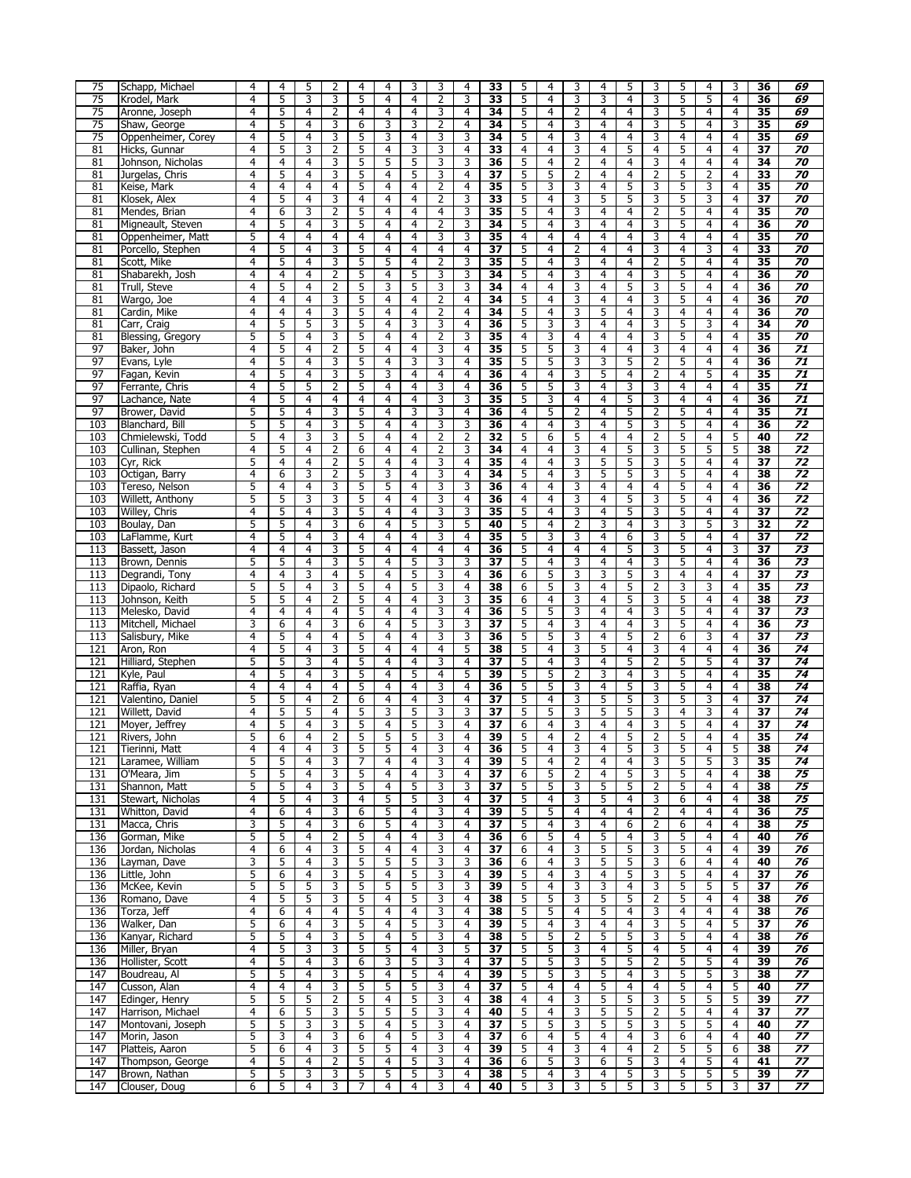| 75 | Schapp, Michael | 4 | 4 | 5 | 2 | 4 | 4 | 3 | 3 | 4 | 33 | 5 | 4 | 3 | 4 | 5 | 3 | 5 | 4 | 3 | 36 | 69 |
|---|---|---|---|---|---|---|---|---|---|---|---|---|---|---|---|---|---|---|---|---|---|---|
| 75 | Krodel, Mark | 4 | 5 | 3 | 3 | 5 | 4 | 4 | 2 | 3 | 33 | 5 | 4 | 3 | 3 | 4 | 3 | 5 | 5 | 4 | 36 | 69 |
| 75 | Aronne, Joseph | 4 | 5 | 4 | 2 | 4 | 4 | 4 | 3 | 4 | 34 | 5 | 4 | 2 | 4 | 4 | 3 | 5 | 4 | 4 | 35 | 69 |
| 75 | Shaw, George | 4 | 5 | 4 | 3 | 6 | 3 | 3 | 2 | 4 | 34 | 5 | 4 | 3 | 4 | 4 | 3 | 5 | 4 | 3 | 35 | 69 |
| 75 | Oppenheimer, Corey | 4 | 5 | 4 | 3 | 5 | 3 | 4 | 3 | 3 | 34 | 5 | 4 | 3 | 4 | 4 | 3 | 4 | 4 | 4 | 35 | 69 |
| 81 | Hicks, Gunnar | 4 | 5 | 3 | 2 | 5 | 4 | 3 | 3 | 4 | 33 | 4 | 4 | 3 | 4 | 5 | 4 | 5 | 4 | 4 | 37 | 70 |
| 81 | Johnson, Nicholas | 4 | 4 | 4 | 3 | 5 | 5 | 5 | 3 | 3 | 36 | 5 | 4 | 2 | 4 | 4 | 3 | 4 | 4 | 4 | 34 | 70 |
| 81 | Jurgelas, Chris | 4 | 5 | 4 | 3 | 5 | 4 | 5 | 3 | 4 | 37 | 5 | 5 | 2 | 4 | 4 | 2 | 5 | 2 | 4 | 33 | 70 |
| 81 | Keise, Mark | 4 | 4 | 4 | 4 | 5 | 4 | 4 | 2 | 4 | 35 | 5 | 3 | 3 | 4 | 5 | 3 | 5 | 3 | 4 | 35 | 70 |
| 81 | Klosek, Alex | 4 | 5 | 4 | 3 | 4 | 4 | 4 | 2 | 3 | 33 | 5 | 4 | 3 | 5 | 5 | 3 | 5 | 3 | 4 | 37 | 70 |
| 81 | Mendes, Brian | 4 | 6 | 3 | 2 | 5 | 4 | 4 | 4 | 3 | 35 | 5 | 4 | 3 | 4 | 4 | 2 | 5 | 4 | 4 | 35 | 70 |
| 81 | Migneault, Steven | 4 | 5 | 4 | 3 | 5 | 4 | 4 | 2 | 3 | 34 | 5 | 4 | 3 | 4 | 4 | 3 | 5 | 4 | 4 | 36 | 70 |
| 81 | Oppenheimer, Matt | 5 | 4 | 4 | 4 | 4 | 4 | 4 | 3 | 3 | 35 | 4 | 4 | 4 | 4 | 4 | 3 | 4 | 4 | 4 | 35 | 70 |
| 81 | Porcello, Stephen | 4 | 5 | 4 | 3 | 5 | 4 | 4 | 4 | 4 | 37 | 5 | 4 | 2 | 4 | 4 | 3 | 4 | 3 | 4 | 33 | 70 |
| 81 | Scott, Mike | 4 | 5 | 4 | 3 | 5 | 5 | 4 | 2 | 3 | 35 | 5 | 4 | 3 | 4 | 4 | 2 | 5 | 4 | 4 | 35 | 70 |
| 81 | Shabarekh, Josh | 4 | 4 | 4 | 2 | 5 | 4 | 5 | 3 | 3 | 34 | 5 | 4 | 3 | 4 | 4 | 3 | 5 | 4 | 4 | 36 | 70 |
| 81 | Trull, Steve | 4 | 5 | 4 | 2 | 5 | 3 | 5 | 3 | 3 | 34 | 4 | 4 | 3 | 4 | 5 | 3 | 5 | 4 | 4 | 36 | 70 |
| 81 | Wargo, Joe | 4 | 4 | 4 | 3 | 5 | 4 | 4 | 2 | 4 | 34 | 5 | 4 | 3 | 4 | 4 | 3 | 5 | 4 | 4 | 36 | 70 |
| 81 | Cardin, Mike | 4 | 4 | 4 | 3 | 5 | 4 | 4 | 2 | 4 | 34 | 5 | 4 | 3 | 5 | 4 | 3 | 4 | 4 | 4 | 36 | 70 |
| 81 | Carr, Craig | 4 | 5 | 5 | 3 | 5 | 4 | 3 | 3 | 4 | 36 | 5 | 3 | 3 | 4 | 4 | 3 | 5 | 3 | 4 | 34 | 70 |
| 81 | Blessing, Gregory | 5 | 5 | 4 | 3 | 5 | 4 | 4 | 2 | 3 | 35 | 4 | 3 | 4 | 4 | 4 | 3 | 5 | 4 | 4 | 35 | 70 |
| 97 | Baker, John | 4 | 5 | 4 | 2 | 5 | 4 | 4 | 3 | 4 | 35 | 5 | 5 | 3 | 4 | 4 | 3 | 4 | 4 | 4 | 36 | 71 |
| 97 | Evans, Lyle | 4 | 5 | 4 | 3 | 5 | 4 | 3 | 3 | 4 | 35 | 5 | 5 | 3 | 3 | 5 | 2 | 5 | 4 | 4 | 36 | 71 |
| 97 | Fagan, Kevin | 4 | 5 | 4 | 3 | 5 | 3 | 4 | 4 | 4 | 36 | 4 | 4 | 3 | 5 | 4 | 2 | 4 | 5 | 4 | 35 | 71 |
| 97 | Ferrante, Chris | 4 | 5 | 5 | 2 | 5 | 4 | 4 | 3 | 4 | 36 | 5 | 5 | 3 | 4 | 3 | 3 | 4 | 4 | 4 | 35 | 71 |
| 97 | Lachance, Nate | 4 | 5 | 4 | 4 | 4 | 4 | 4 | 3 | 3 | 35 | 5 | 3 | 4 | 4 | 5 | 3 | 4 | 4 | 4 | 36 | 71 |
| 97 | Brower, David | 5 | 5 | 4 | 3 | 5 | 4 | 3 | 3 | 4 | 36 | 4 | 5 | 2 | 4 | 5 | 2 | 5 | 4 | 4 | 35 | 71 |
| 103 | Blanchard, Bill | 5 | 5 | 4 | 3 | 5 | 4 | 4 | 3 | 3 | 36 | 4 | 4 | 3 | 4 | 5 | 3 | 5 | 4 | 4 | 36 | 72 |
| 103 | Chmielewski, Todd | 5 | 4 | 3 | 3 | 5 | 4 | 4 | 2 | 2 | 32 | 5 | 6 | 5 | 4 | 4 | 2 | 5 | 4 | 5 | 40 | 72 |
| 103 | Cullinan, Stephen | 4 | 5 | 4 | 2 | 6 | 4 | 4 | 2 | 3 | 34 | 4 | 4 | 3 | 4 | 5 | 3 | 5 | 5 | 5 | 38 | 72 |
| 103 | Cyr, Rick | 5 | 4 | 4 | 2 | 5 | 4 | 4 | 3 | 4 | 35 | 4 | 4 | 3 | 5 | 5 | 3 | 5 | 4 | 4 | 37 | 72 |
| 103 | Octigan, Barry | 4 | 6 | 3 | 2 | 5 | 3 | 4 | 3 | 4 | 34 | 5 | 4 | 3 | 5 | 5 | 3 | 5 | 4 | 4 | 38 | 72 |
| 103 | Tereso, Nelson | 5 | 4 | 4 | 3 | 5 | 5 | 4 | 3 | 3 | 36 | 4 | 4 | 3 | 4 | 4 | 4 | 5 | 4 | 4 | 36 | 72 |
| 103 | Willett, Anthony | 5 | 5 | 3 | 3 | 5 | 4 | 4 | 3 | 4 | 36 | 4 | 4 | 3 | 4 | 5 | 3 | 5 | 4 | 4 | 36 | 72 |
| 103 | Willey, Chris | 4 | 5 | 4 | 3 | 5 | 4 | 4 | 3 | 3 | 35 | 5 | 4 | 3 | 4 | 5 | 3 | 5 | 4 | 4 | 37 | 72 |
| 103 | Boulay, Dan | 5 | 5 | 4 | 3 | 6 | 4 | 5 | 3 | 5 | 40 | 5 | 4 | 2 | 3 | 4 | 3 | 3 | 5 | 3 | 32 | 72 |
| 103 | LaFlamme, Kurt | 4 | 5 | 4 | 3 | 4 | 4 | 4 | 3 | 4 | 35 | 5 | 3 | 3 | 4 | 6 | 3 | 5 | 4 | 4 | 37 | 72 |
| 113 | Bassett, Jason | 4 | 4 | 4 | 3 | 5 | 4 | 4 | 4 | 4 | 36 | 5 | 4 | 4 | 4 | 5 | 3 | 5 | 4 | 3 | 37 | 73 |
| 113 | Brown, Dennis | 5 | 5 | 4 | 3 | 5 | 4 | 5 | 3 | 3 | 37 | 5 | 4 | 3 | 4 | 4 | 3 | 5 | 4 | 4 | 36 | 73 |
| 113 | Degrandi, Tony | 4 | 4 | 3 | 4 | 5 | 4 | 5 | 3 | 4 | 36 | 6 | 5 | 3 | 3 | 5 | 3 | 4 | 4 | 4 | 37 | 73 |
| 113 | Dipaolo, Richard | 5 | 5 | 4 | 3 | 5 | 4 | 5 | 3 | 4 | 38 | 6 | 5 | 3 | 4 | 5 | 2 | 3 | 3 | 4 | 35 | 73 |
| 113 | Johnson, Keith | 5 | 5 | 4 | 2 | 5 | 4 | 4 | 3 | 3 | 35 | 6 | 4 | 3 | 4 | 5 | 3 | 5 | 4 | 4 | 38 | 73 |
| 113 | Melesko, David | 4 | 4 | 4 | 4 | 5 | 4 | 4 | 3 | 4 | 36 | 5 | 5 | 3 | 4 | 4 | 3 | 5 | 4 | 4 | 37 | 73 |
| 113 | Mitchell, Michael | 3 | 6 | 4 | 3 | 6 | 4 | 5 | 3 | 3 | 37 | 5 | 4 | 3 | 4 | 4 | 3 | 5 | 4 | 4 | 36 | 73 |
| 113 | Salisbury, Mike | 4 | 5 | 4 | 4 | 5 | 4 | 4 | 3 | 3 | 36 | 5 | 5 | 3 | 4 | 5 | 2 | 6 | 3 | 4 | 37 | 73 |
| 121 | Aron, Ron | 4 | 5 | 4 | 3 | 5 | 4 | 4 | 4 | 5 | 38 | 5 | 4 | 3 | 5 | 4 | 3 | 4 | 4 | 4 | 36 | 74 |
| 121 | Hilliard, Stephen | 5 | 5 | 3 | 4 | 5 | 4 | 4 | 3 | 4 | 37 | 5 | 4 | 3 | 4 | 5 | 2 | 5 | 5 | 4 | 37 | 74 |
| 121 | Kyle, Paul | 4 | 5 | 4 | 3 | 5 | 4 | 5 | 4 | 5 | 39 | 5 | 5 | 2 | 3 | 4 | 3 | 5 | 4 | 4 | 35 | 74 |
| 121 | Raffia, Ryan | 4 | 4 | 4 | 4 | 5 | 4 | 4 | 3 | 4 | 36 | 5 | 5 | 3 | 4 | 5 | 3 | 5 | 4 | 4 | 38 | 74 |
| 121 | Valentino, Daniel | 5 | 5 | 4 | 2 | 6 | 4 | 4 | 3 | 4 | 37 | 5 | 4 | 3 | 5 | 5 | 3 | 5 | 3 | 4 | 37 | 74 |
| 121 | Willett, David | 4 | 5 | 5 | 4 | 5 | 3 | 5 | 3 | 3 | 37 | 5 | 5 | 3 | 5 | 5 | 3 | 4 | 3 | 4 | 37 | 74 |
| 121 | Moyer, Jeffrey | 4 | 5 | 4 | 3 | 5 | 4 | 5 | 3 | 4 | 37 | 6 | 4 | 3 | 4 | 4 | 3 | 5 | 4 | 4 | 37 | 74 |
| 121 | Rivers, John | 5 | 6 | 4 | 2 | 5 | 5 | 5 | 3 | 4 | 39 | 5 | 4 | 2 | 4 | 5 | 2 | 5 | 4 | 4 | 35 | 74 |
| 121 | Tierinni, Matt | 4 | 4 | 4 | 3 | 5 | 5 | 4 | 3 | 4 | 36 | 5 | 4 | 3 | 4 | 5 | 3 | 5 | 4 | 5 | 38 | 74 |
| 121 | Laramee, William | 5 | 5 | 4 | 3 | 7 | 4 | 4 | 3 | 4 | 39 | 5 | 4 | 2 | 4 | 4 | 3 | 5 | 5 | 3 | 35 | 74 |
| 131 | O'Meara, Jim | 5 | 5 | 4 | 3 | 5 | 4 | 4 | 3 | 4 | 37 | 6 | 5 | 2 | 4 | 5 | 3 | 5 | 4 | 4 | 38 | 75 |
| 131 | Shannon, Matt | 5 | 5 | 4 | 3 | 5 | 4 | 5 | 3 | 3 | 37 | 5 | 5 | 3 | 5 | 5 | 2 | 5 | 4 | 4 | 38 | 75 |
| 131 | Stewart, Nicholas | 4 | 5 | 4 | 3 | 4 | 5 | 5 | 3 | 4 | 37 | 5 | 4 | 3 | 5 | 4 | 3 | 6 | 4 | 4 | 38 | 75 |
| 131 | Whitton, David | 4 | 6 | 4 | 3 | 6 | 5 | 4 | 3 | 4 | 39 | 5 | 5 | 4 | 4 | 4 | 2 | 4 | 4 | 4 | 36 | 75 |
| 131 | Macca, Chris | 3 | 5 | 4 | 3 | 6 | 5 | 4 | 3 | 4 | 37 | 5 | 4 | 3 | 4 | 6 | 2 | 6 | 4 | 4 | 38 | 75 |
| 136 | Gorman, Mike | 5 | 5 | 4 | 2 | 5 | 4 | 4 | 3 | 4 | 36 | 6 | 5 | 4 | 5 | 4 | 3 | 5 | 4 | 4 | 40 | 76 |
| 136 | Jordan, Nicholas | 4 | 6 | 4 | 3 | 5 | 4 | 4 | 3 | 4 | 37 | 6 | 4 | 3 | 5 | 5 | 3 | 5 | 4 | 4 | 39 | 76 |
| 136 | Layman, Dave | 3 | 5 | 4 | 3 | 5 | 5 | 5 | 3 | 3 | 36 | 6 | 4 | 3 | 5 | 5 | 3 | 6 | 4 | 4 | 40 | 76 |
| 136 | Little, John | 5 | 6 | 4 | 3 | 5 | 4 | 5 | 3 | 4 | 39 | 5 | 4 | 3 | 4 | 5 | 3 | 5 | 4 | 4 | 37 | 76 |
| 136 | McKee, Kevin | 5 | 5 | 5 | 3 | 5 | 5 | 5 | 3 | 3 | 39 | 5 | 4 | 3 | 3 | 4 | 3 | 5 | 5 | 5 | 37 | 76 |
| 136 | Romano, Dave | 4 | 5 | 5 | 3 | 5 | 4 | 5 | 3 | 4 | 38 | 5 | 5 | 3 | 5 | 5 | 2 | 5 | 4 | 4 | 38 | 76 |
| 136 | Torza, Jeff | 4 | 6 | 4 | 4 | 5 | 4 | 4 | 3 | 4 | 38 | 5 | 5 | 4 | 5 | 4 | 3 | 4 | 4 | 4 | 38 | 76 |
| 136 | Walker, Dan | 5 | 6 | 4 | 3 | 5 | 4 | 5 | 3 | 4 | 39 | 5 | 4 | 3 | 4 | 4 | 3 | 5 | 4 | 5 | 37 | 76 |
| 136 | Kanyar, Richard | 5 | 5 | 4 | 3 | 5 | 4 | 5 | 3 | 4 | 38 | 5 | 5 | 2 | 5 | 5 | 3 | 5 | 4 | 4 | 38 | 76 |
| 136 | Miller, Bryan | 4 | 5 | 3 | 3 | 5 | 5 | 4 | 3 | 5 | 37 | 5 | 5 | 3 | 4 | 5 | 4 | 5 | 4 | 4 | 39 | 76 |
| 136 | Hollister, Scott | 4 | 5 | 4 | 3 | 6 | 3 | 5 | 3 | 4 | 37 | 5 | 5 | 3 | 5 | 5 | 2 | 5 | 5 | 4 | 39 | 76 |
| 147 | Boudreau, Al | 5 | 5 | 4 | 3 | 5 | 4 | 5 | 4 | 4 | 39 | 5 | 5 | 3 | 5 | 4 | 3 | 5 | 5 | 3 | 38 | 77 |
| 147 | Cusson, Alan | 4 | 4 | 4 | 3 | 5 | 5 | 5 | 3 | 4 | 37 | 5 | 4 | 4 | 5 | 4 | 4 | 5 | 4 | 5 | 40 | 77 |
| 147 | Edinger, Henry | 5 | 5 | 5 | 2 | 5 | 4 | 5 | 3 | 4 | 38 | 4 | 4 | 3 | 5 | 5 | 3 | 5 | 5 | 5 | 39 | 77 |
| 147 | Harrison, Michael | 4 | 6 | 5 | 3 | 5 | 5 | 5 | 3 | 4 | 40 | 5 | 4 | 3 | 5 | 5 | 2 | 5 | 4 | 4 | 37 | 77 |
| 147 | Montovani, Joseph | 5 | 5 | 3 | 3 | 5 | 4 | 5 | 3 | 4 | 37 | 5 | 5 | 3 | 5 | 5 | 3 | 5 | 5 | 4 | 40 | 77 |
| 147 | Morin, Jason | 5 | 3 | 4 | 3 | 6 | 4 | 5 | 3 | 4 | 37 | 6 | 4 | 5 | 4 | 4 | 3 | 6 | 4 | 4 | 40 | 77 |
| 147 | Platteis, Aaron | 5 | 6 | 4 | 3 | 5 | 5 | 4 | 3 | 4 | 39 | 5 | 4 | 3 | 4 | 4 | 2 | 5 | 5 | 6 | 38 | 77 |
| 147 | Thompson, George | 4 | 5 | 4 | 2 | 5 | 4 | 5 | 3 | 4 | 36 | 6 | 5 | 3 | 6 | 5 | 3 | 4 | 5 | 4 | 41 | 77 |
| 147 | Brown, Nathan | 5 | 5 | 3 | 3 | 5 | 5 | 5 | 3 | 4 | 38 | 5 | 4 | 3 | 4 | 5 | 3 | 5 | 5 | 5 | 39 | 77 |
| 147 | Clouser, Doug | 6 | 5 | 4 | 3 | 7 | 4 | 4 | 3 | 4 | 40 | 5 | 3 | 3 | 5 | 5 | 3 | 5 | 5 | 3 | 37 | 77 |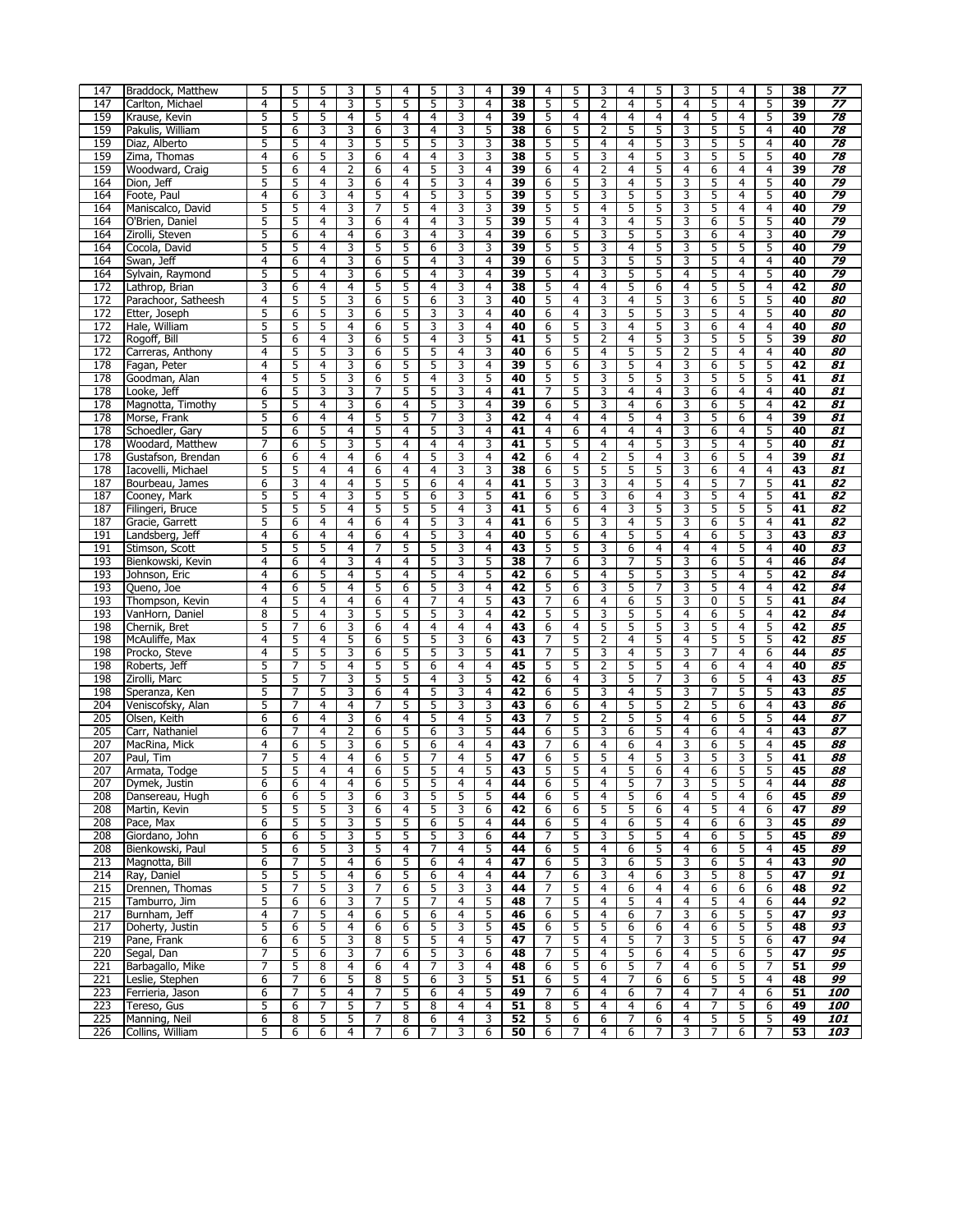| | | | | | | | | | | | | | | | | | | | | | | |
|---|---|---|---|---|---|---|---|---|---|---|---|---|---|---|---|---|---|---|---|---|---|---|
| 147 | Braddock, Matthew | 5 | 5 | 5 | 3 | 5 | 4 | 5 | 3 | 4 | 39 | 4 | 5 | 3 | 4 | 5 | 3 | 5 | 4 | 5 | 38 | *77* |
| 147 | Carlton, Michael | 4 | 5 | 4 | 3 | 5 | 5 | 5 | 3 | 4 | 38 | 5 | 5 | 2 | 4 | 5 | 4 | 5 | 4 | 5 | 39 | *77* |
| 159 | Krause, Kevin | 5 | 5 | 5 | 4 | 5 | 4 | 4 | 3 | 4 | 39 | 5 | 4 | 4 | 4 | 4 | 4 | 5 | 4 | 5 | 39 | *78* |
| 159 | Pakulis, William | 5 | 6 | 3 | 3 | 6 | 3 | 4 | 3 | 5 | 38 | 6 | 5 | 2 | 5 | 5 | 3 | 5 | 5 | 4 | 40 | *78* |
| 159 | Diaz, Alberto | 5 | 5 | 4 | 3 | 5 | 5 | 5 | 3 | 3 | 38 | 5 | 5 | 4 | 4 | 5 | 3 | 5 | 5 | 4 | 40 | *78* |
| 159 | Zima, Thomas | 4 | 6 | 5 | 3 | 6 | 4 | 4 | 3 | 3 | 38 | 5 | 5 | 3 | 4 | 5 | 3 | 5 | 5 | 5 | 40 | *78* |
| 159 | Woodward, Craig | 5 | 6 | 4 | 2 | 6 | 4 | 5 | 3 | 4 | 39 | 6 | 4 | 2 | 4 | 5 | 4 | 6 | 4 | 4 | 39 | *78* |
| 164 | Dion, Jeff | 5 | 5 | 4 | 3 | 6 | 4 | 5 | 3 | 4 | 39 | 6 | 5 | 3 | 4 | 5 | 3 | 5 | 4 | 5 | 40 | *79* |
| 164 | Foote, Paul | 4 | 6 | 3 | 4 | 5 | 4 | 5 | 3 | 5 | 39 | 5 | 5 | 3 | 5 | 5 | 3 | 5 | 4 | 5 | 40 | *79* |
| 164 | Maniscalco, David | 5 | 5 | 4 | 3 | 7 | 5 | 4 | 3 | 3 | 39 | 5 | 5 | 4 | 5 | 5 | 3 | 5 | 4 | 4 | 40 | *79* |
| 164 | O'Brien, Daniel | 5 | 5 | 4 | 3 | 6 | 4 | 4 | 3 | 5 | 39 | 5 | 4 | 3 | 4 | 5 | 3 | 6 | 5 | 5 | 40 | *79* |
| 164 | Zirolli, Steven | 5 | 6 | 4 | 4 | 6 | 3 | 4 | 3 | 4 | 39 | 6 | 5 | 3 | 5 | 5 | 3 | 6 | 4 | 3 | 40 | *79* |
| 164 | Cocola, David | 5 | 5 | 4 | 3 | 5 | 5 | 6 | 3 | 3 | 39 | 5 | 5 | 3 | 4 | 5 | 3 | 5 | 5 | 5 | 40 | *79* |
| 164 | Swan, Jeff | 4 | 6 | 4 | 3 | 6 | 5 | 4 | 3 | 4 | 39 | 6 | 5 | 3 | 5 | 5 | 3 | 5 | 4 | 4 | 40 | *79* |
| 164 | Sylvain, Raymond | 5 | 5 | 4 | 3 | 6 | 5 | 4 | 3 | 4 | 39 | 5 | 4 | 3 | 5 | 5 | 4 | 5 | 4 | 5 | 40 | *79* |
| 172 | Lathrop, Brian | 3 | 6 | 4 | 4 | 5 | 5 | 4 | 3 | 4 | 38 | 5 | 4 | 4 | 5 | 6 | 4 | 5 | 5 | 4 | 42 | *80* |
| 172 | Parachoor, Satheesh | 4 | 5 | 5 | 3 | 6 | 5 | 6 | 3 | 3 | 40 | 5 | 4 | 3 | 4 | 5 | 3 | 6 | 5 | 5 | 40 | *80* |
| 172 | Etter, Joseph | 5 | 6 | 5 | 3 | 6 | 5 | 3 | 3 | 4 | 40 | 6 | 4 | 3 | 5 | 5 | 3 | 5 | 4 | 5 | 40 | *80* |
| 172 | Hale, William | 5 | 5 | 5 | 4 | 6 | 5 | 3 | 3 | 4 | 40 | 6 | 5 | 3 | 4 | 5 | 3 | 6 | 4 | 4 | 40 | *80* |
| 172 | Rogoff, Bill | 5 | 6 | 4 | 3 | 6 | 5 | 4 | 3 | 5 | 41 | 5 | 5 | 2 | 4 | 5 | 3 | 5 | 5 | 5 | 39 | *80* |
| 172 | Carreras, Anthony | 4 | 5 | 5 | 3 | 6 | 5 | 5 | 4 | 3 | 40 | 6 | 5 | 4 | 5 | 5 | 2 | 5 | 4 | 4 | 40 | *80* |
| 178 | Fagan, Peter | 4 | 5 | 4 | 3 | 6 | 5 | 5 | 3 | 4 | 39 | 5 | 6 | 3 | 5 | 4 | 3 | 6 | 5 | 5 | 42 | *81* |
| 178 | Goodman, Alan | 4 | 5 | 5 | 3 | 6 | 5 | 4 | 3 | 5 | 40 | 5 | 5 | 3 | 5 | 5 | 3 | 5 | 5 | 5 | 41 | *81* |
| 178 | Looke, Jeff | 6 | 5 | 3 | 3 | 7 | 5 | 5 | 3 | 4 | 41 | 7 | 5 | 3 | 4 | 4 | 3 | 6 | 4 | 4 | 40 | *81* |
| 178 | Magnotta, Timothy | 5 | 5 | 4 | 3 | 6 | 4 | 5 | 3 | 4 | 39 | 6 | 5 | 3 | 4 | 6 | 3 | 6 | 5 | 4 | 42 | *81* |
| 178 | Morse, Frank | 5 | 6 | 4 | 4 | 5 | 5 | 7 | 3 | 3 | 42 | 4 | 4 | 4 | 5 | 4 | 3 | 5 | 6 | 4 | 39 | *81* |
| 178 | Schoedler, Gary | 5 | 6 | 5 | 4 | 5 | 4 | 5 | 3 | 4 | 41 | 4 | 6 | 4 | 4 | 4 | 3 | 6 | 4 | 5 | 40 | *81* |
| 178 | Woodard, Matthew | 7 | 6 | 5 | 3 | 5 | 4 | 4 | 4 | 3 | 41 | 5 | 5 | 4 | 4 | 5 | 3 | 5 | 4 | 5 | 40 | *81* |
| 178 | Gustafson, Brendan | 6 | 6 | 4 | 4 | 6 | 4 | 5 | 3 | 4 | 42 | 6 | 4 | 2 | 5 | 4 | 3 | 6 | 5 | 4 | 39 | *81* |
| 178 | Iacovelli, Michael | 5 | 5 | 4 | 4 | 6 | 4 | 4 | 3 | 3 | 38 | 6 | 5 | 5 | 5 | 5 | 3 | 6 | 4 | 4 | 43 | *81* |
| 187 | Bourbeau, James | 6 | 3 | 4 | 4 | 5 | 5 | 6 | 4 | 4 | 41 | 5 | 3 | 4 | 5 | 4 | 4 | 5 | 7 | 5 | 41 | *82* |
| 187 | Cooney, Mark | 5 | 5 | 4 | 3 | 5 | 5 | 6 | 3 | 5 | 41 | 6 | 5 | 3 | 6 | 4 | 3 | 5 | 4 | 5 | 41 | *82* |
| 187 | Filingeri, Bruce | 5 | 5 | 5 | 4 | 5 | 5 | 5 | 4 | 3 | 41 | 5 | 6 | 4 | 3 | 5 | 3 | 5 | 5 | 5 | 41 | *82* |
| 187 | Gracie, Garrett | 5 | 6 | 4 | 4 | 6 | 4 | 5 | 3 | 4 | 41 | 6 | 5 | 3 | 4 | 5 | 3 | 6 | 5 | 4 | 41 | *82* |
| 191 | Landsberg, Jeff | 4 | 6 | 4 | 4 | 6 | 4 | 5 | 3 | 4 | 40 | 5 | 6 | 4 | 5 | 5 | 4 | 6 | 5 | 3 | 43 | *83* |
| 191 | Stimson, Scott | 5 | 5 | 5 | 4 | 7 | 5 | 5 | 3 | 4 | 43 | 5 | 5 | 3 | 6 | 4 | 4 | 4 | 5 | 4 | 40 | *83* |
| 193 | Bienkowski, Kevin | 4 | 6 | 4 | 3 | 4 | 4 | 5 | 3 | 5 | 38 | 7 | 6 | 3 | 7 | 5 | 3 | 6 | 5 | 4 | 46 | *84* |
| 193 | Johnson, Eric | 4 | 6 | 5 | 4 | 5 | 4 | 5 | 4 | 5 | 42 | 6 | 5 | 4 | 5 | 5 | 3 | 5 | 4 | 5 | 42 | *84* |
| 193 | Queno, Joe | 4 | 6 | 5 | 4 | 5 | 6 | 5 | 3 | 4 | 42 | 5 | 6 | 3 | 5 | 7 | 3 | 5 | 4 | 4 | 42 | *84* |
| 193 | Thompson, Kevin | 4 | 5 | 4 | 4 | 6 | 4 | 7 | 4 | 5 | 43 | 7 | 6 | 4 | 6 | 5 | 3 | 0 | 5 | 5 | 41 | *84* |
| 193 | VanHorn, Daniel | 8 | 5 | 4 | 3 | 5 | 5 | 5 | 3 | 4 | 42 | 5 | 5 | 3 | 5 | 5 | 4 | 6 | 5 | 4 | 42 | *84* |
| 198 | Chernik, Bret | 5 | 7 | 6 | 3 | 6 | 4 | 4 | 4 | 4 | 43 | 6 | 4 | 5 | 5 | 5 | 3 | 5 | 4 | 5 | 42 | *85* |
| 198 | McAuliffe, Max | 4 | 5 | 4 | 5 | 6 | 5 | 5 | 3 | 6 | 43 | 7 | 5 | 2 | 4 | 5 | 4 | 5 | 5 | 5 | 42 | *85* |
| 198 | Procko, Steve | 4 | 5 | 5 | 3 | 6 | 5 | 5 | 3 | 5 | 41 | 7 | 5 | 3 | 4 | 5 | 3 | 7 | 4 | 6 | 44 | *85* |
| 198 | Roberts, Jeff | 5 | 7 | 5 | 4 | 5 | 5 | 6 | 4 | 4 | 45 | 5 | 5 | 2 | 5 | 5 | 4 | 6 | 4 | 4 | 40 | *85* |
| 198 | Zirolli, Marc | 5 | 5 | 7 | 3 | 5 | 5 | 4 | 3 | 5 | 42 | 6 | 4 | 3 | 5 | 7 | 3 | 6 | 5 | 4 | 43 | *85* |
| 198 | Speranza, Ken | 5 | 7 | 5 | 3 | 6 | 4 | 5 | 3 | 4 | 42 | 6 | 5 | 3 | 4 | 5 | 3 | 7 | 5 | 5 | 43 | *85* |
| 204 | Veniscofsky, Alan | 5 | 7 | 4 | 4 | 7 | 5 | 5 | 3 | 3 | 43 | 6 | 6 | 4 | 5 | 5 | 2 | 5 | 6 | 4 | 43 | *86* |
| 205 | Olsen, Keith | 6 | 6 | 4 | 3 | 6 | 4 | 5 | 4 | 5 | 43 | 7 | 5 | 2 | 5 | 5 | 4 | 6 | 5 | 5 | 44 | *87* |
| 205 | Carr, Nathaniel | 6 | 7 | 4 | 2 | 6 | 5 | 6 | 3 | 5 | 44 | 6 | 5 | 3 | 6 | 5 | 4 | 6 | 4 | 4 | 43 | *87* |
| 207 | MacRina, Mick | 4 | 6 | 5 | 3 | 6 | 5 | 6 | 4 | 4 | 43 | 7 | 6 | 4 | 6 | 4 | 3 | 6 | 5 | 4 | 45 | *88* |
| 207 | Paul, Tim | 7 | 5 | 4 | 4 | 6 | 5 | 7 | 4 | 5 | 47 | 6 | 5 | 5 | 4 | 5 | 3 | 5 | 3 | 5 | 41 | *88* |
| 207 | Armata, Todge | 5 | 5 | 4 | 4 | 6 | 5 | 5 | 4 | 5 | 43 | 5 | 5 | 4 | 5 | 6 | 4 | 6 | 5 | 5 | 45 | *88* |
| 207 | Dymek, Justin | 6 | 6 | 4 | 4 | 6 | 5 | 5 | 4 | 4 | 44 | 6 | 5 | 4 | 5 | 7 | 3 | 5 | 5 | 4 | 44 | *88* |
| 208 | Dansereau, Hugh | 6 | 6 | 5 | 3 | 6 | 3 | 5 | 5 | 5 | 44 | 6 | 5 | 4 | 5 | 6 | 4 | 5 | 4 | 6 | 45 | *89* |
| 208 | Martin, Kevin | 5 | 5 | 5 | 3 | 6 | 4 | 5 | 3 | 6 | 42 | 6 | 6 | 5 | 5 | 6 | 4 | 5 | 4 | 6 | 47 | *89* |
| 208 | Pace, Max | 6 | 5 | 5 | 3 | 5 | 5 | 6 | 5 | 4 | 44 | 6 | 5 | 4 | 6 | 5 | 4 | 6 | 6 | 3 | 45 | *89* |
| 208 | Giordano, John | 6 | 6 | 5 | 3 | 5 | 5 | 5 | 3 | 6 | 44 | 7 | 5 | 3 | 5 | 5 | 4 | 6 | 5 | 5 | 45 | *89* |
| 208 | Bienkowski, Paul | 5 | 6 | 5 | 3 | 5 | 4 | 7 | 4 | 5 | 44 | 6 | 5 | 4 | 6 | 5 | 4 | 6 | 5 | 4 | 45 | *89* |
| 213 | Magnotta, Bill | 6 | 7 | 5 | 4 | 6 | 5 | 6 | 4 | 4 | 47 | 6 | 5 | 3 | 6 | 5 | 3 | 6 | 5 | 4 | 43 | *90* |
| 214 | Ray, Daniel | 5 | 5 | 5 | 4 | 6 | 5 | 6 | 4 | 4 | 44 | 7 | 6 | 3 | 4 | 6 | 3 | 5 | 8 | 5 | 47 | *91* |
| 215 | Drennen, Thomas | 5 | 7 | 5 | 3 | 7 | 6 | 5 | 3 | 3 | 44 | 7 | 5 | 4 | 6 | 4 | 4 | 6 | 6 | 6 | 48 | *92* |
| 215 | Tamburro, Jim | 5 | 6 | 6 | 3 | 7 | 5 | 7 | 4 | 5 | 48 | 7 | 5 | 4 | 5 | 4 | 4 | 5 | 4 | 6 | 44 | *92* |
| 217 | Burnham, Jeff | 4 | 7 | 5 | 4 | 6 | 5 | 6 | 4 | 5 | 46 | 6 | 5 | 4 | 6 | 7 | 3 | 6 | 5 | 5 | 47 | *93* |
| 217 | Doherty, Justin | 5 | 6 | 5 | 4 | 6 | 6 | 5 | 3 | 5 | 45 | 6 | 5 | 5 | 6 | 6 | 4 | 6 | 5 | 5 | 48 | *93* |
| 219 | Pane, Frank | 6 | 6 | 5 | 3 | 8 | 5 | 5 | 4 | 5 | 47 | 7 | 5 | 4 | 5 | 7 | 3 | 5 | 5 | 6 | 47 | *94* |
| 220 | Segal, Dan | 7 | 5 | 6 | 3 | 7 | 6 | 5 | 3 | 6 | 48 | 7 | 5 | 4 | 5 | 6 | 4 | 5 | 6 | 5 | 47 | *95* |
| 221 | Barbagallo, Mike | 7 | 5 | 8 | 4 | 6 | 4 | 7 | 3 | 4 | 48 | 6 | 5 | 6 | 5 | 7 | 4 | 6 | 5 | 7 | 51 | *99* |
| 221 | Leslie, Stephen | 6 | 7 | 6 | 5 | 8 | 5 | 6 | 3 | 5 | 51 | 6 | 5 | 4 | 7 | 6 | 6 | 5 | 5 | 4 | 48 | *99* |
| 223 | Ferrieria, Jason | 6 | 7 | 5 | 4 | 7 | 5 | 6 | 4 | 5 | 49 | 7 | 6 | 4 | 6 | 7 | 4 | 7 | 4 | 6 | 51 | *100* |
| 223 | Tereso, Gus | 5 | 6 | 7 | 5 | 7 | 5 | 8 | 4 | 4 | 51 | 8 | 5 | 4 | 4 | 6 | 4 | 7 | 5 | 6 | 49 | *100* |
| 225 | Manning, Neil | 6 | 8 | 5 | 5 | 7 | 8 | 6 | 4 | 3 | 52 | 5 | 6 | 6 | 7 | 6 | 4 | 5 | 5 | 5 | 49 | *101* |
| 226 | Collins, William | 5 | 6 | 6 | 4 | 7 | 6 | 7 | 3 | 6 | 50 | 6 | 7 | 4 | 6 | 7 | 3 | 7 | 6 | 7 | 53 | *103* |